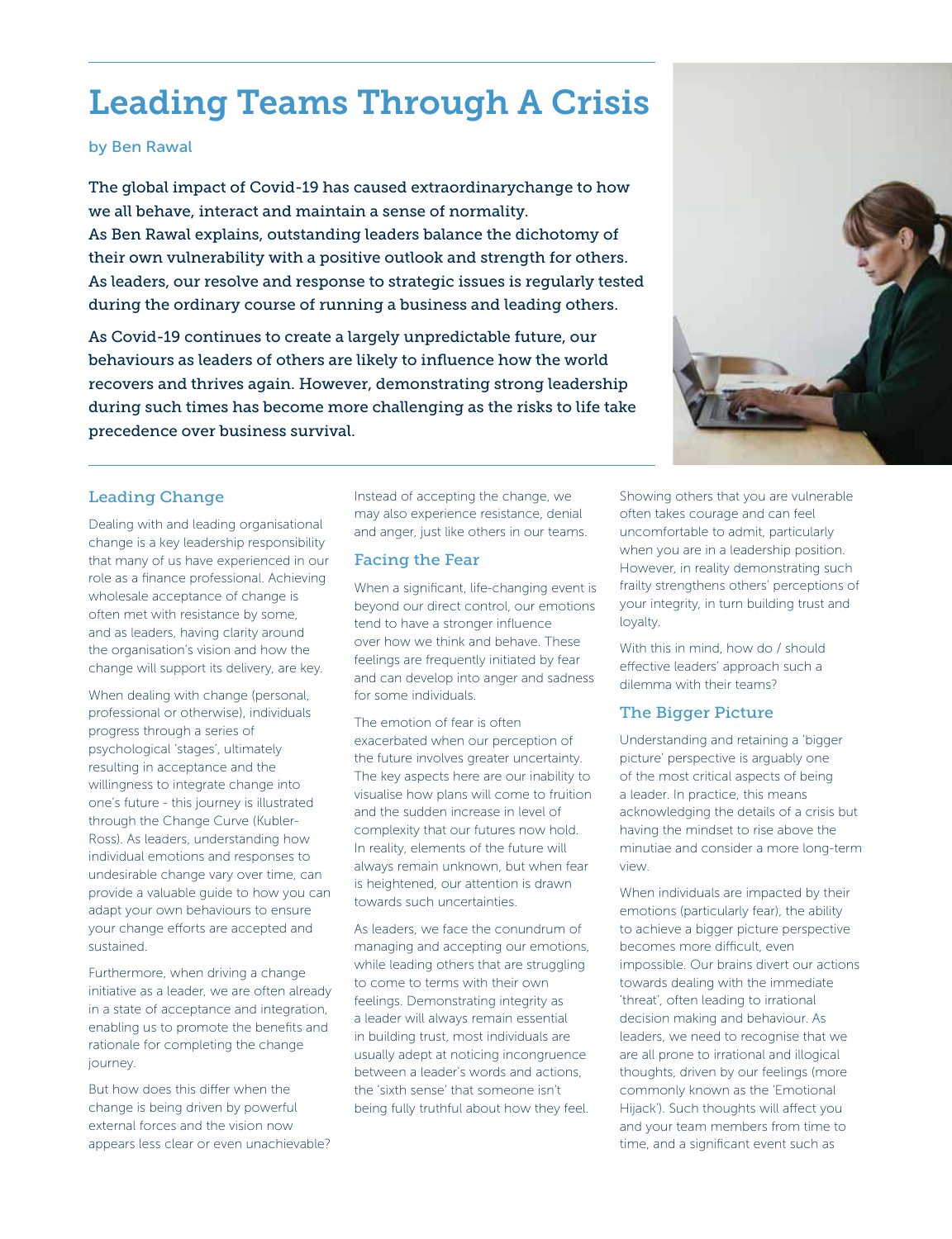# Leading Teams Through A Crisis

by Ben Rawal

**The global impact of Covid-19 has caused extraordinarychange to how we all behave, interact and maintain a sense of normality. As Ben Rawal explains, outstanding leaders balance the dichotomy of their own vulnerability with a positive outlook and strength for others. As leaders, our resolve and response to strategic issues is regularly tested during the ordinary course of running a business and leading others.**

**As Covid-19 continues to create a largely unpredictable future, our behaviours as leaders of others are likely to influence how the world recovers and thrives again. However, demonstrating strong leadership during such times has become more challenging as the risks to life take precedence over business survival.**

## Leading Change

Dealing with and leading organisational change is a key leadership responsibility that many of us have experienced in our role as a finance professional. Achieving wholesale acceptance of change is often met with resistance by some, and as leaders, having clarity around the organisation's vision and how the change will support its delivery, are key.

When dealing with change (personal, professional or otherwise), individuals progress through a series of psychological 'stages', ultimately resulting in acceptance and the willingness to integrate change into one's future - this journey is illustrated through the Change Curve (Kubler-Ross). As leaders, understanding how individual emotions and responses to undesirable change vary over time, can provide a valuable guide to how you can adapt your own behaviours to ensure your change efforts are accepted and sustained.

Furthermore, when driving a change initiative as a leader, we are often already in a state of acceptance and integration, enabling us to promote the benefits and rationale for completing the change journey.

But how does this differ when the change is being driven by powerful external forces and the vision now appears less clear or even unachievable? Instead of accepting the change, we may also experience resistance, denial and anger, just like others in our teams.

## Facing the Fear

When a significant, life-changing event is beyond our direct control, our emotions tend to have a stronger influence over how we think and behave. These feelings are frequently initiated by fear and can develop into anger and sadness for some individuals.

The emotion of fear is often exacerbated when our perception of the future involves greater uncertainty. The key aspects here are our inability to visualise how plans will come to fruition and the sudden increase in level of complexity that our futures now hold. In reality, elements of the future will always remain unknown, but when fear is heightened, our attention is drawn towards such uncertainties.

As leaders, we face the conundrum of managing and accepting our emotions, while leading others that are struggling to come to terms with their own feelings. Demonstrating integrity as a leader will always remain essential in building trust, most individuals are usually adept at noticing incongruence between a leader's words and actions, the 'sixth sense' that someone isn't being fully truthful about how they feel.

Showing others that you are vulnerable often takes courage and can feel uncomfortable to admit, particularly when you are in a leadership position. However, in reality demonstrating such frailty strengthens others' perceptions of your integrity, in turn building trust and loyalty.

With this in mind, how do / should effective leaders' approach such a dilemma with their teams?

## The Bigger Picture

Understanding and retaining a 'bigger picture' perspective is arguably one of the most critical aspects of being a leader. In practice, this means acknowledging the details of a crisis but having the mindset to rise above the minutiae and consider a more long-term view.

When individuals are impacted by their emotions (particularly fear), the ability to achieve a bigger picture perspective becomes more difficult, even impossible. Our brains divert our actions towards dealing with the immediate 'threat', often leading to irrational decision making and behaviour. As leaders, we need to recognise that we are all prone to irrational and illogical thoughts, driven by our feelings (more commonly known as the 'Emotional Hijack'). Such thoughts will affect you and your team members from time to time, and a significant event such as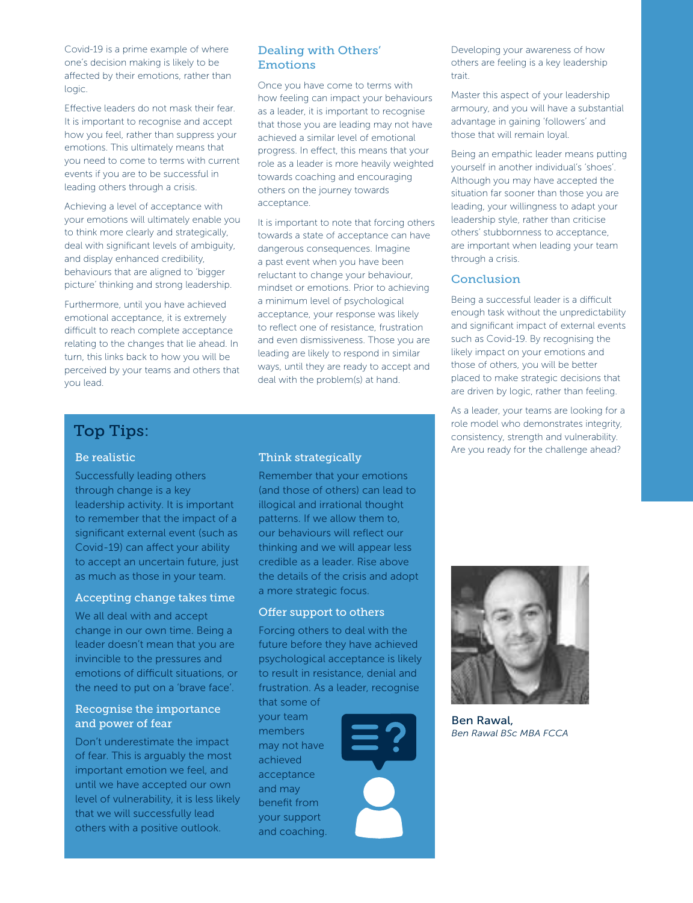Covid-19 is a prime example of where one's decision making is likely to be affected by their emotions, rather than logic.

Effective leaders do not mask their fear. It is important to recognise and accept how you feel, rather than suppress your emotions. This ultimately means that you need to come to terms with current events if you are to be successful in leading others through a crisis.

Achieving a level of acceptance with your emotions will ultimately enable you to think more clearly and strategically, deal with significant levels of ambiguity, and display enhanced credibility, behaviours that are aligned to 'bigger picture' thinking and strong leadership.

Furthermore, until you have achieved emotional acceptance, it is extremely difficult to reach complete acceptance relating to the changes that lie ahead. In turn, this links back to how you will be perceived by your teams and others that you lead.

## Dealing with Others' Emotions

Once you have come to terms with how feeling can impact your behaviours as a leader, it is important to recognise that those you are leading may not have achieved a similar level of emotional progress. In effect, this means that your role as a leader is more heavily weighted towards coaching and encouraging others on the journey towards acceptance.

It is important to note that forcing others towards a state of acceptance can have dangerous consequences. Imagine a past event when you have been reluctant to change your behaviour, mindset or emotions. Prior to achieving a minimum level of psychological acceptance, your response was likely to reflect one of resistance, frustration and even dismissiveness. Those you are leading are likely to respond in similar ways, until they are ready to accept and deal with the problem(s) at hand.

Developing your awareness of how others are feeling is a key leadership trait.

Master this aspect of your leadership armoury, and you will have a substantial advantage in gaining 'followers' and those that will remain loyal.

Being an empathic leader means putting yourself in another individual's 'shoes'. Although you may have accepted the situation far sooner than those you are leading, your willingness to adapt your leadership style, rather than criticise others' stubbornness to acceptance, are important when leading your team through a crisis.

## Conclusion

Being a successful leader is a difficult enough task without the unpredictability and significant impact of external events such as Covid-19. By recognising the likely impact on your emotions and those of others, you will be better placed to make strategic decisions that are driven by logic, rather than feeling.

As a leader, your teams are looking for a role model who demonstrates integrity, consistency, strength and vulnerability. Are you ready for the challenge ahead?

## Top Tips:

### Be realistic

Successfully leading others through change is a key leadership activity. It is important to remember that the impact of a significant external event (such as Covid-19) can affect your ability to accept an uncertain future, just as much as those in your team.

### Accepting change takes time

We all deal with and accept change in our own time. Being a leader doesn't mean that you are invincible to the pressures and emotions of difficult situations, or the need to put on a 'brave face'.

### Recognise the importance and power of fear

Don't underestimate the impact of fear. This is arguably the most important emotion we feel, and until we have accepted our own level of vulnerability, it is less likely that we will successfully lead others with a positive outlook.

### Think strategically

Remember that your emotions (and those of others) can lead to illogical and irrational thought patterns. If we allow them to, our behaviours will reflect our thinking and we will appear less credible as a leader. Rise above the details of the crisis and adopt a more strategic focus.

### Offer support to others

Forcing others to deal with the future before they have achieved psychological acceptance is likely to result in resistance, denial and frustration. As a leader, recognise that some of your team members may not have achieved acceptance and may benefit from your support and coaching.

**Ben Rawal,**
*Ben Rawal BSc MBA FCCA*